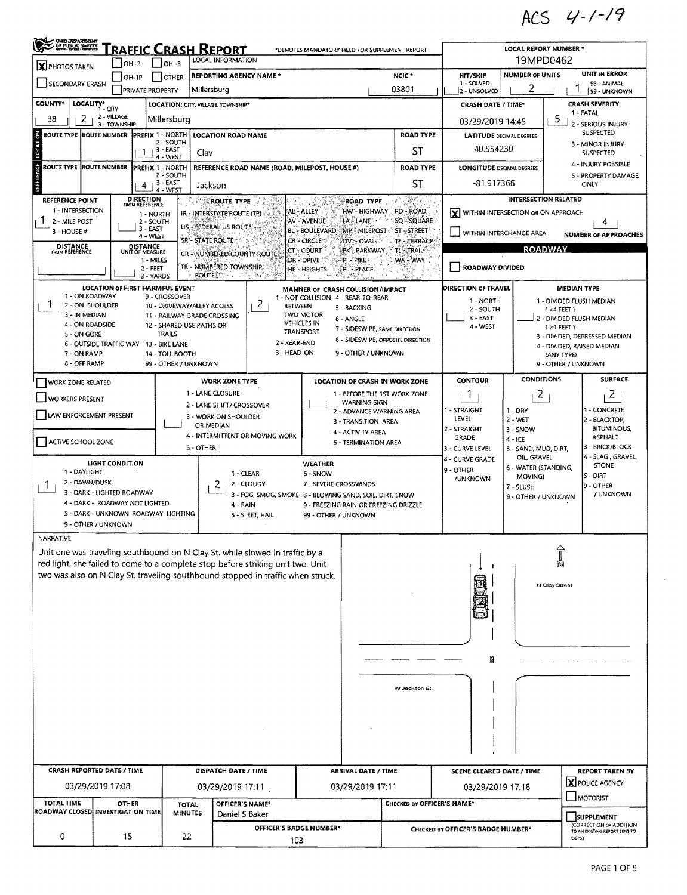ACS 4-1-19

# TRAFFIC CRASH REPORT

*DENOTES MANDATORY FIELD FOR SUPPLEMENT REPORT

**LOCAL REPORT NUMBER ***: 19MPD0462

- [X] PHOTOS TAKEN
- [ ] OH-2
- [ ] OH-3
- [ ] OH-1P
- [ ] OTHER
- [ ] SECONDARY CRASH
- [ ] PRIVATE PROPERTY

| LOCAL INFORMATION | |
|---|---|
| REPORTING AGENCY NAME * | Millersburg |
| NCIC * | 03801 |

| HIT/SKIP | NUMBER OF UNITS | UNIT IN ERROR |
|---|---|---|
| 1 - SOLVED / 2 - UNSOLVED | 2 | 1 (98 - ANIMAL, 99 - UNKNOWN) |

| COUNTY* | LOCALITY* (1 - CITY, 2 - VILLAGE, 3 - TOWNSHIP) | LOCATION: CITY, VILLAGE, TOWNSHIP* | CRASH DATE / TIME* | CRASH SEVERITY |
|---|---|---|---|---|
| 38 | 2 | Millersburg | 03/29/2019 14:45 | 5 |

CRASH SEVERITY: 1 - FATAL, 2 - SERIOUS INJURY SUSPECTED, 3 - MINOR INJURY SUSPECTED, 4 - INJURY POSSIBLE, 5 - PROPERTY DAMAGE ONLY

## LOCATION

| ROUTE TYPE | ROUTE NUMBER | PREFIX (1 - NORTH, 2 - SOUTH, 3 - EAST, 4 - WEST) | LOCATION ROAD NAME | ROAD TYPE | LATITUDE DECIMAL DEGREES |
|---|---|---|---|---|---|
| | | | Clay | ST | 40.554230 |

## REFERENCE

| ROUTE TYPE | ROUTE NUMBER | PREFIX (1 - NORTH, 2 - SOUTH, 3 - EAST, 4 - WEST) | REFERENCE ROAD NAME (ROAD, MILEPOST, HOUSE #) | ROAD TYPE | LONGITUDE DECIMAL DEGREES |
|---|---|---|---|---|---|
| | | 4 | Jackson | ST | -81.917366 |

**REFERENCE POINT**: 1 (1 - INTERSECTION, 2 - MILE POST, 3 - HOUSE #)

**DIRECTION FROM REFERENCE**: 1 - NORTH, 2 - SOUTH, 3 - EAST, 4 - WEST

**DISTANCE FROM REFERENCE**: 

**DISTANCE UNIT OF MEASURE**: 1 - MILES, 2 - FEET, 3 - YARDS

**ROUTE TYPE**: IR - INTERSTATE ROUTE (TP), US - FEDERAL US ROUTE, SR - STATE ROUTE, CR - NUMBERED COUNTY ROUTE, TR - NUMBERED TOWNSHIP ROUTE

**ROAD TYPE**: AL - ALLEY, AV - AVENUE, BL - BOULEVARD, CR - CIRCLE, CT - COURT, DR - DRIVE, HE - HEIGHTS, HW - HIGHWAY, LA - LANE, MP - MILEPOST, OV - OVAL, PK - PARKWAY, PI - PIKE, PL - PLACE, RD - ROAD, SQ - SQUARE, ST - STREET, TE - TERRACE, TL - TRAIL, WA - WAY

**INTERSECTION RELATED**

- [X] WITHIN INTERSECTION OR ON APPROACH — NUMBER OF APPROACHES: 4
- [ ] WITHIN INTERCHANGE AREA

**ROADWAY**

- [ ] ROADWAY DIVIDED

**LOCATION OF FIRST HARMFUL EVENT**: 1
1 - ON ROADWAY, 2 - ON SHOULDER, 3 - IN MEDIAN, 4 - ON ROADSIDE, 5 - ON GORE, 6 - OUTSIDE TRAFFIC WAY, 7 - ON RAMP, 8 - OFF RAMP, 9 - CROSSOVER, 10 - DRIVEWAY/ALLEY ACCESS, 11 - RAILWAY GRADE CROSSING, 12 - SHARED USE PATHS OR TRAILS, 13 - BIKE LANE, 14 - TOLL BOOTH, 99 - OTHER / UNKNOWN

**MANNER OF CRASH COLLISION/IMPACT**: 2
1 - NOT COLLISION BETWEEN TWO MOTOR VEHICLES IN TRANSPORT, 2 - REAR-END, 3 - HEAD-ON, 4 - REAR-TO-REAR, 5 - BACKING, 6 - ANGLE, 7 - SIDESWIPE, SAME DIRECTION, 8 - SIDESWIPE, OPPOSITE DIRECTION, 9 - OTHER / UNKNOWN

**DIRECTION OF TRAVEL**: 1 - NORTH, 2 - SOUTH, 3 - EAST, 4 - WEST

**MEDIAN TYPE**: 1 - DIVIDED FLUSH MEDIAN (< 4 FEET), 2 - DIVIDED FLUSH MEDIAN (≥ 4 FEET), 3 - DIVIDED, DEPRESSED MEDIAN, 4 - DIVIDED, RAISED MEDIAN (ANY TYPE), 9 - OTHER / UNKNOWN

- [ ] WORK ZONE RELATED
- [ ] WORKERS PRESENT
- [ ] LAW ENFORCEMENT PRESENT
- [ ] ACTIVE SCHOOL ZONE

**WORK ZONE TYPE**: 1 - LANE CLOSURE, 2 - LANE SHIFT/ CROSSOVER, 3 - WORK ON SHOULDER OR MEDIAN, 4 - INTERMITTENT OR MOVING WORK, 5 - OTHER

**LOCATION OF CRASH IN WORK ZONE**: 1 - BEFORE THE 1ST WORK ZONE WARNING SIGN, 2 - ADVANCE WARNING AREA, 3 - TRANSITION AREA, 4 - ACTIVITY AREA, 5 - TERMINATION AREA

**CONTOUR**: 1 (1 - STRAIGHT LEVEL, 2 - STRAIGHT GRADE, 3 - CURVE LEVEL, 4 - CURVE GRADE, 9 - OTHER /UNKNOWN)

**CONDITIONS**: 2 (1 - DRY, 2 - WET, 3 - SNOW, 4 - ICE, 5 - SAND, MUD, DIRT, OIL, GRAVEL, 6 - WATER (STANDING, MOVING), 7 - SLUSH, 9 - OTHER / UNKNOWN)

**SURFACE**: 2 (1 - CONCRETE, 2 - BLACKTOP, BITUMINOUS, ASPHALT, 3 - BRICK/BLOCK, 4 - SLAG, GRAVEL, STONE, 5 - DIRT, 9 - OTHER / UNKNOWN)

**LIGHT CONDITION**: 1 (1 - DAYLIGHT, 2 - DAWN/DUSK, 3 - DARK - LIGHTED ROADWAY, 4 - DARK - ROADWAY NOT LIGHTED, 5 - DARK - UNKNOWN ROADWAY LIGHTING, 9 - OTHER / UNKNOWN)

**WEATHER**: 2 (1 - CLEAR, 2 - CLOUDY, 3 - FOG, SMOG, SMOKE, 4 - RAIN, 5 - SLEET, HAIL, 6 - SNOW, 7 - SEVERE CROSSWINDS, 8 - BLOWING SAND, SOIL, DIRT, SNOW, 9 - FREEZING RAIN OR FREEZING DRIZZLE, 99 - OTHER / UNKNOWN)

**NARRATIVE**

Unit one was traveling southbound on N Clay St. while slowed in traffic by a red light, she failed to come to a complete stop before striking unit two. Unit two was also on N Clay St. traveling southbound stopped in traffic when struck.

(Diagram labels: N, N Clay Street, W Jackson St.)

| CRASH REPORTED DATE / TIME | DISPATCH DATE / TIME | ARRIVAL DATE / TIME | SCENE CLEARED DATE / TIME | REPORT TAKEN BY |
|---|---|---|---|---|
| 03/29/2019 17:08 | 03/29/2019 17:11 | 03/29/2019 17:11 | 03/29/2019 17:18 | [X] POLICE AGENCY [ ] MOTORIST |

| TOTAL TIME ROADWAY CLOSED | OTHER INVESTIGATION TIME | TOTAL MINUTES | OFFICER'S NAME* | OFFICER'S BADGE NUMBER* | CHECKED BY OFFICER'S NAME* | CHECKED BY OFFICER'S BADGE NUMBER* |
|---|---|---|---|---|---|---|
| 0 | 15 | 22 | Daniel S Baker | 103 | | |

- [ ] SUPPLEMENT (CORRECTION OR ADDITION TO AN EXISTING REPORT SENT TO ODPS)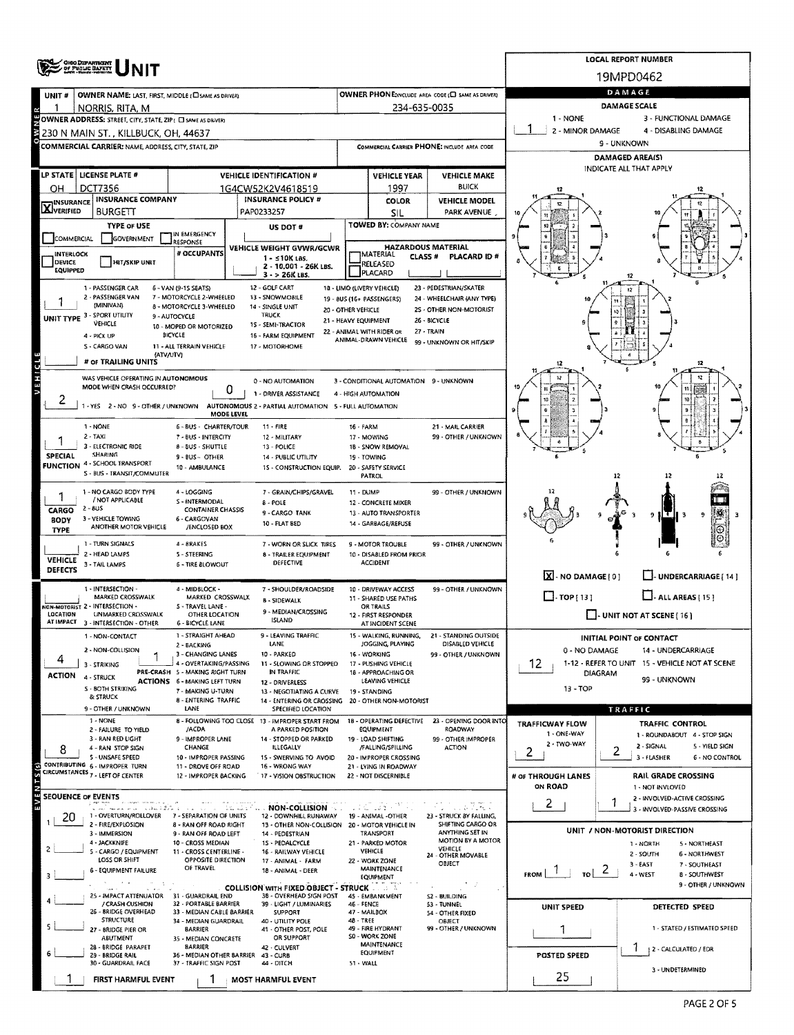# OHIO DEPARTMENT OF PUBLIC SAFETY UNIT

**LOCAL REPORT NUMBER:** 19MPD0462

| Field | Value |
|---|---|
| UNIT # | 1 |
| OWNER NAME: LAST, FIRST, MIDDLE | NORRIS, RITA, M |
| OWNER PHONE | 234-635-0035 |
| OWNER ADDRESS: STREET, CITY, STATE, ZIP | 230 N MAIN ST., KILLBUCK, OH, 44637 |
| COMMERCIAL CARRIER: NAME, ADDRESS, CITY, STATE, ZIP | |
| COMMERCIAL CARRIER PHONE | |
| LP STATE | OH |
| LICENSE PLATE # | DCT7356 |
| VEHICLE IDENTIFICATION # | 1G4CW52K2V4618519 |
| VEHICLE YEAR | 1997 |
| VEHICLE MAKE | BUICK |
| INSURANCE | VERIFIED |
| INSURANCE COMPANY | BURGETT |
| INSURANCE POLICY # | PAP0233257 |
| COLOR | SIL |
| VEHICLE MODEL | PARK AVENUE |
| TYPE OF USE | |
| US DOT # | |
| TOWED BY: COMPANY NAME | |
| # OCCUPANTS | |
| VEHICLE WEIGHT GVWR/GCWR | 1 - ≤10K LBS. / 2 - 10,001 - 26K LBS. / 3 - > 26K LBS. |
| HAZARDOUS MATERIAL | |
| UNIT TYPE | 1 |
| # OF TRAILING UNITS | |
| WAS VEHICLE OPERATING IN AUTONOMOUS MODE WHEN CRASH OCCURRED? | 2 |
| AUTONOMOUS MODE LEVEL | 0 |
| SPECIAL FUNCTION | 1 |
| CARGO BODY TYPE | 1 |
| VEHICLE DEFECTS | |
| NON-MOTORIST LOCATION AT IMPACT | |
| ACTION | 4 |
| PRE-CRASH ACTIONS | 1 |
| CONTRIBUTING CIRCUMSTANCES | 8 |

UNIT TYPE: 1 - PASSENGER CAR, 2 - PASSENGER VAN (MINIVAN), 3 - SPORT UTILITY VEHICLE, 4 - PICK UP, 5 - CARGO VAN, 6 - VAN (9-15 SEATS), 7 - MOTORCYCLE 2-WHEELED, 8 - MOTORCYCLE 3-WHEELED, 9 - AUTOCYCLE, 10 - MOPED OR MOTORIZED BICYCLE, 11 - ALL TERRAIN VEHICLE (ATV/UTV), 12 - GOLF CART, 13 - SNOWMOBILE, 14 - SINGLE UNIT TRUCK, 15 - SEMI-TRACTOR, 16 - FARM EQUIPMENT, 17 - MOTORHOME, 18 - LIMO (LIVERY VEHICLE), 19 - BUS (16+ PASSENGERS), 20 - OTHER VEHICLE, 21 - HEAVY EQUIPMENT, 22 - ANIMAL WITH RIDER OR ANIMAL-DRAWN VEHICLE, 23 - PEDESTRIAN/SKATER, 24 - WHEELCHAIR (ANY TYPE), 25 - OTHER NON-MOTORIST, 26 - BICYCLE, 27 - TRAIN, 99 - UNKNOWN OR HIT/SKIP

AUTONOMOUS: 1 - YES, 2 - NO, 9 - OTHER / UNKNOWN. MODE LEVEL: 0 - NO AUTOMATION, 1 - DRIVER ASSISTANCE, 2 - PARTIAL AUTOMATION, 3 - CONDITIONAL AUTOMATION, 4 - HIGH AUTOMATION, 5 - FULL AUTOMATION, 9 - UNKNOWN

SEQUENCE OF EVENTS

| # | Event |
|---|---|
| 1 | 20 |
| 2 | |
| 3 | |
| 4 | |
| 5 | |
| 6 | |

FIRST HARMFUL EVENT: 1 — MOST HARMFUL EVENT: 1

## DAMAGE

DAMAGE SCALE: 1 (1 - NONE, 2 - MINOR DAMAGE, 3 - FUNCTIONAL DAMAGE, 4 - DISABLING DAMAGE, 9 - UNKNOWN)

DAMAGED AREA(S): [X] NO DAMAGE [0]; [ ] UNDERCARRIAGE [14]; [ ] TOP [13]; [ ] ALL AREAS [15]; [ ] UNIT NOT AT SCENE [16]

INITIAL POINT OF CONTACT: 12 (0 - NO DAMAGE, 1-12 - REFER TO UNIT DIAGRAM, 13 - TOP, 14 - UNDERCARRIAGE, 15 - VEHICLE NOT AT SCENE, 99 - UNKNOWN)

## TRAFFIC

| Field | Value |
|---|---|
| TRAFFICWAY FLOW (1 - ONE-WAY, 2 - TWO-WAY) | 2 |
| TRAFFIC CONTROL | 2 (2 - SIGNAL) |
| # OF THROUGH LANES ON ROAD | 2 |
| RAIL GRADE CROSSING | 1 (1 - NOT INVLOVED) |
| UNIT / NON-MOTORIST DIRECTION | FROM 1 TO 2 |
| UNIT SPEED | 1 |
| DETECTED SPEED | 1 (1 - STATED / ESTIMATED SPEED) |
| POSTED SPEED | 25 |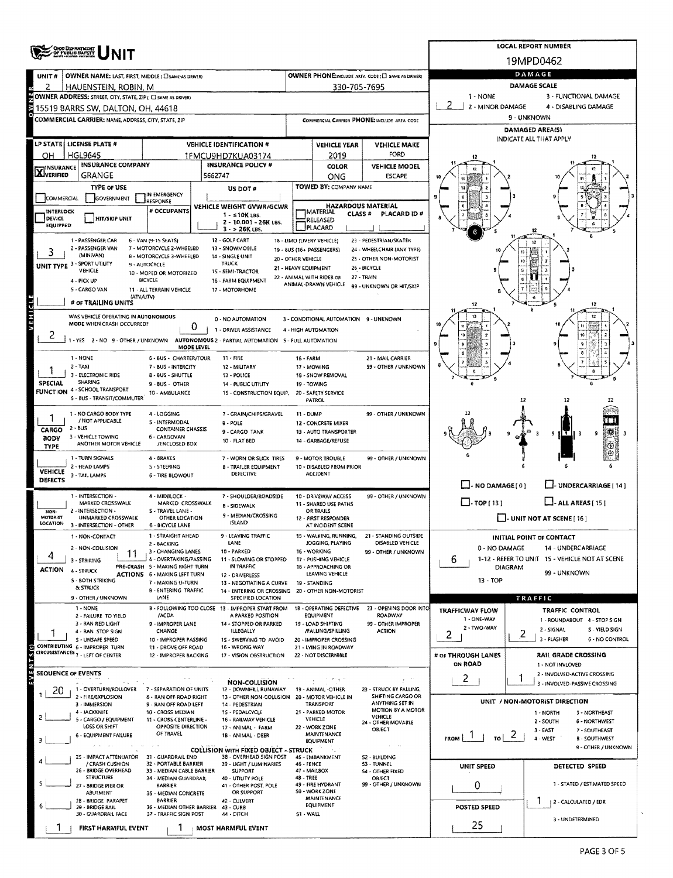# OHIO DEPARTMENT OF PUBLIC SAFETY — UNIT

**LOCAL REPORT NUMBER:** 19MPD0462

| UNIT # | OWNER NAME: LAST, FIRST, MIDDLE (☐ SAME AS DRIVER) | OWNER PHONE: INCLUDE AREA CODE (☐ SAME AS DRIVER) |
|---|---|---|
| 2 | HAUENSTEIN, ROBIN, M | 330-705-7695 |

**OWNER ADDRESS:** STREET, CITY, STATE, ZIP (☐ SAME AS DRIVER)
15519 BARRS SW, DALTON, OH, 44618

**COMMERCIAL CARRIER:** NAME, ADDRESS, CITY, STATE, ZIP — **COMMERCIAL CARRIER PHONE:** INCLUDE AREA CODE

| LP STATE | LICENSE PLATE # | VEHICLE IDENTIFICATION # | VEHICLE YEAR | VEHICLE MAKE |
|---|---|---|---|---|
| OH | HGL9645 | 1FMCU9HD7KUA03174 | 2019 | FORD |

| INSURANCE | INSURANCE COMPANY | INSURANCE POLICY # | COLOR | VEHICLE MODEL |
|---|---|---|---|---|
| X VERIFIED | GRANGE | 5662747 | ONG | ESCAPE |

**TYPE OF USE:** ☐ COMMERCIAL ☐ GOVERNMENT ☐ IN EMERGENCY RESPONSE
**US DOT #:**
**TOWED BY:** COMPANY NAME

☐ INTERLOCK DEVICE EQUIPPED ☐ HIT/SKIP UNIT
**# OCCUPANTS:**
**VEHICLE WEIGHT GVWR/GCWR:** 1 - ≤10K LBS. 2 - 10.001 - 26K LBS. 3 - > 26K LBS.
**HAZARDOUS MATERIAL:** ☐ MATERIAL RELEASED CLASS # ☐ PLACARD PLACARD ID #

**UNIT TYPE:** 3
1 - PASSENGER CAR, 2 - PASSENGER VAN (MINIVAN), 3 - SPORT UTILITY VEHICLE, 4 - PICK UP, 5 - CARGO VAN, 6 - VAN (9-15 SEATS), 7 - MOTORCYCLE 2-WHEELED, 8 - MOTORCYCLE 3-WHEELED, 9 - AUTOCYCLE, 10 - MOPED OR MOTORIZED BICYCLE, 11 - ALL TERRAIN VEHICLE (ATV/UTV), 12 - GOLF CART, 13 - SNOWMOBILE, 14 - SINGLE UNIT TRUCK, 15 - SEMI-TRACTOR, 16 - FARM EQUIPMENT, 17 - MOTORHOME, 18 - LIMO (LIVERY VEHICLE), 19 - BUS (16+ PASSENGERS), 20 - OTHER VEHICLE, 21 - HEAVY EQUIPMENT, 22 - ANIMAL WITH RIDER OR ANIMAL-DRAWN VEHICLE, 23 - PEDESTRIAN/SKATER, 24 - WHEELCHAIR (ANY TYPE), 25 - OTHER NON-MOTORIST, 26 - BICYCLE, 27 - TRAIN, 99 - UNKNOWN OR HIT/SKIP

**# OF TRAILING UNITS:**

**WAS VEHICLE OPERATING IN AUTONOMOUS MODE WHEN CRASH OCCURRED?** 2
1 - YES 2 - NO 9 - OTHER / UNKNOWN

**AUTONOMOUS MODE LEVEL:** 0
0 - NO AUTOMATION, 1 - DRIVER ASSISTANCE, 2 - PARTIAL AUTOMATION, 3 - CONDITIONAL AUTOMATION, 4 - HIGH AUTOMATION, 5 - FULL AUTOMATION, 9 - UNKNOWN

**SPECIAL FUNCTION:** 1
1 - NONE, 2 - TAXI, 3 - ELECTRONIC RIDE SHARING, 4 - SCHOOL TRANSPORT, 5 - BUS - TRANSIT/COMMUTER, 6 - BUS - CHARTER/TOUR, 7 - BUS - INTERCITY, 8 - BUS - SHUTTLE, 9 - BUS - OTHER, 10 - AMBULANCE, 11 - FIRE, 12 - MILITARY, 13 - POLICE, 14 - PUBLIC UTILITY, 15 - CONSTRUCTION EQUIP., 16 - FARM, 17 - MOWING, 18 - SNOW REMOVAL, 19 - TOWING, 20 - SAFETY SERVICE PATROL, 21 - MAIL CARRIER, 99 - OTHER / UNKNOWN

**CARGO BODY TYPE:** 1
1 - NO CARGO BODY TYPE / NOT APPLICABLE, 2 - BUS, 3 - VEHICLE TOWING ANOTHER MOTOR VEHICLE, 4 - LOGGING, 5 - INTERMODAL CONTAINER CHASSIS, 6 - CARGOVAN /ENCLOSED BOX, 7 - GRAIN/CHIPS/GRAVEL, 8 - POLE, 9 - CARGO TANK, 10 - FLAT BED, 11 - DUMP, 12 - CONCRETE MIXER, 13 - AUTO TRANSPORTER, 14 - GARBAGE/REFUSE, 99 - OTHER / UNKNOWN

**VEHICLE DEFECTS:**
1 - TURN SIGNALS, 2 - HEAD LAMPS, 3 - TAIL LAMPS, 4 - BRAKES, 5 - STEERING, 6 - TIRE BLOWOUT, 7 - WORN OR SLICK TIRES, 8 - TRAILER EQUIPMENT DEFECTIVE, 9 - MOTOR TROUBLE, 10 - DISABLED FROM PRIOR ACCIDENT, 99 - OTHER / UNKNOWN

**NON-MOTORIST LOCATION:**
1 - INTERSECTION - MARKED CROSSWALK, 2 - INTERSECTION - UNMARKED CROSSWALK, 3 - INTERSECTION - OTHER, 4 - MIDBLOCK - MARKED CROSSWALK, 5 - TRAVEL LANE - OTHER LOCATION, 6 - BICYCLE LANE, 7 - SHOULDER/ROADSIDE, 8 - SIDEWALK, 9 - MEDIAN/CROSSING ISLAND, 10 - DRIVEWAY ACCESS, 11 - SHARED USE PATHS OR TRAILS, 12 - FIRST RESPONDER AT INCIDENT SCENE, 99 - OTHER / UNKNOWN

**ACTION:** 4
1 - NON-CONTACT, 2 - NON-COLLISION, 3 - STRIKING, 4 - STRUCK, 5 - BOTH STRIKING & STRUCK, 9 - OTHER / UNKNOWN

**PRE-CRASH ACTIONS:** 11
1 - STRAIGHT AHEAD, 2 - BACKING, 3 - CHANGING LANES, 4 - OVERTAKING/PASSING, 5 - MAKING RIGHT TURN, 6 - MAKING LEFT TURN, 7 - MAKING U-TURN, 8 - ENTERING TRAFFIC LANE, 9 - LEAVING TRAFFIC LANE, 10 - PARKED, 11 - SLOWING OR STOPPED IN TRAFFIC, 12 - DRIVERLESS, 13 - NEGOTIATING A CURVE, 14 - ENTERING OR CROSSING SPECIFIED LOCATION, 15 - WALKING, RUNNING, JOGGING, PLAYING, 16 - WORKING, 17 - PUSHING VEHICLE, 18 - APPROACHING OR LEAVING VEHICLE, 19 - STANDING, 20 - OTHER NON-MOTORIST, 21 - STANDING OUTSIDE DISABLED VEHICLE, 99 - OTHER / UNKNOWN

**CONTRIBUTING CIRCUMSTANCES:** 1
1 - NONE, 2 - FAILURE TO YIELD, 3 - RAN RED LIGHT, 4 - RAN STOP SIGN, 5 - UNSAFE SPEED, 6 - IMPROPER TURN, 7 - LEFT OF CENTER, 8 - FOLLOWING TOO CLOSE /ACDA, 9 - IMPROPER LANE CHANGE, 10 - IMPROPER PASSING, 11 - DROVE OFF ROAD, 12 - IMPROPER BACKING, 13 - IMPROPER START FROM A PARKED POSITION, 14 - STOPPED OR PARKED ILLEGALLY, 15 - SWERVING TO AVOID, 16 - WRONG WAY, 17 - VISION OBSTRUCTION, 18 - OPERATING DEFECTIVE EQUIPMENT, 19 - LOAD SHIFTING /FALLING/SPILLING, 20 - IMPROPER CROSSING, 21 - LYING IN ROADWAY, 22 - NOT DISCERNIBLE, 23 - OPENING DOOR INTO ROADWAY, 99 - OTHER IMPROPER ACTION

**SEQUENCE OF EVENTS:** 1: 20; 2: ; 3: ; 4: ; 5: ; 6:

1 - OVERTURN/ROLLOVER, 2 - FIRE/EXPLOSION, 3 - IMMERSION, 4 - JACKKNIFE, 5 - CARGO / EQUIPMENT LOSS OR SHIFT, 6 - EQUIPMENT FAILURE, 7 - SEPARATION OF UNITS, 8 - RAN OFF ROAD RIGHT, 9 - RAN OFF ROAD LEFT, 10 - CROSS MEDIAN, 11 - CROSS CENTERLINE - OPPOSITE DIRECTION OF TRAVEL

NON-COLLISION: 12 - DOWNHILL RUNAWAY, 13 - OTHER NON-COLLISION, 14 - PEDESTRIAN, 15 - PEDALCYCLE, 16 - RAILWAY VEHICLE, 17 - ANIMAL - FARM, 18 - ANIMAL - DEER, 19 - ANIMAL -OTHER, 20 - MOTOR VEHICLE IN TRANSPORT, 21 - PARKED MOTOR VEHICLE, 22 - WORK ZONE MAINTENANCE EQUIPMENT, 23 - STRUCK BY FALLING, SHIFTING CARGO OR ANYTHING SET IN MOTION BY A MOTOR VEHICLE, 24 - OTHER MOVABLE OBJECT

COLLISION WITH FIXED OBJECT - STRUCK: 25 - IMPACT ATTENUATOR / CRASH CUSHION, 26 - BRIDGE OVERHEAD STRUCTURE, 27 - BRIDGE PIER OR ABUTMENT, 28 - BRIDGE PARAPET, 29 - BRIDGE RAIL, 30 - GUARDRAIL FACE, 31 - GUARDRAIL END, 32 - PORTABLE BARRIER, 33 - MEDIAN CABLE BARRIER, 34 - MEDIAN GUARDRAIL BARRIER, 35 - MEDIAN CONCRETE BARRIER, 36 - MEDIAN OTHER BARRIER, 37 - TRAFFIC SIGN POST, 38 - OVERHEAD SIGN POST, 39 - LIGHT / LUMINARIES SUPPORT, 40 - UTILITY POLE, 41 - OTHER POST, POLE OR SUPPORT, 42 - CULVERT, 43 - CURB, 44 - DITCH, 45 - EMBANKMENT, 46 - FENCE, 47 - MAILBOX, 48 - TREE, 49 - FIRE HYDRANT, 50 - WORK ZONE MAINTENANCE EQUIPMENT, 51 - WALL, 52 - BUILDING, 53 - TUNNEL, 54 - OTHER FIXED OBJECT, 99 - OTHER / UNKNOWN

**FIRST HARMFUL EVENT:** 1 **MOST HARMFUL EVENT:** 1

## DAMAGE

**DAMAGE SCALE:** 2
1 - NONE, 2 - MINOR DAMAGE, 3 - FUNCTIONAL DAMAGE, 4 - DISABLING DAMAGE, 9 - UNKNOWN

**DAMAGED AREA(S):** INDICATE ALL THAT APPLY — 6

☐ - NO DAMAGE [0] ☐ - UNDERCARRIAGE [14] ☐ - TOP [13] ☐ - ALL AREAS [15] ☐ - UNIT NOT AT SCENE [16]

**INITIAL POINT OF CONTACT:** 6
0 - NO DAMAGE, 1-12 - REFER TO UNIT DIAGRAM, 13 - TOP, 14 - UNDERCARRIAGE, 15 - VEHICLE NOT AT SCENE, 99 - UNKNOWN

## TRAFFIC

**TRAFFICWAY FLOW:** 2 (1 - ONE-WAY, 2 - TWO-WAY)

**TRAFFIC CONTROL:** 2
1 - ROUNDABOUT, 2 - SIGNAL, 3 - FLASHER, 4 - STOP SIGN, 5 - YIELD SIGN, 6 - NO CONTROL

**# OF THROUGH LANES ON ROAD:** 2

**RAIL GRADE CROSSING:** 1
1 - NOT INVOLVED, 2 - INVOLVED-ACTIVE CROSSING, 3 - INVOLVED-PASSIVE CROSSING

**UNIT / NON-MOTORIST DIRECTION:** FROM 1 TO 2
1 - NORTH, 2 - SOUTH, 3 - EAST, 4 - WEST, 5 - NORTHEAST, 6 - NORTHWEST, 7 - SOUTHEAST, 8 - SOUTHWEST, 9 - OTHER / UNKNOWN

**UNIT SPEED:** 0
**POSTED SPEED:** 25

**DETECTED SPEED:** 1
1 - STATED / ESTIMATED SPEED, 2 - CALCULATED / EDR, 3 - UNDETERMINED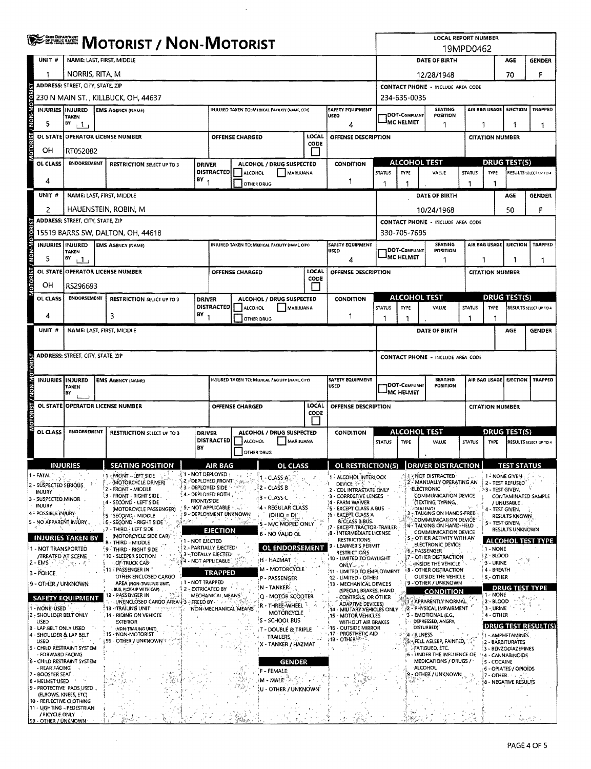# MOTORIST / NON-MOTORIST

LOCAL REPORT NUMBER: 19MPD0462

## Unit 1

| UNIT # | NAME: LAST, FIRST, MIDDLE | DATE OF BIRTH | AGE | GENDER |
|---|---|---|---|---|
| 1 | NORRIS, RITA, M | 12/28/1948 | 70 | F |

| ADDRESS: STREET, CITY, STATE, ZIP | CONTACT PHONE - INCLUDE AREA CODE |
|---|---|
| 230 N MAIN ST., KILLBUCK, OH, 44637 | 234-635-0035 |

| INJURIES | INJURED TAKEN BY | EMS AGENCY (NAME) | INJURED TAKEN TO: MEDICAL FACILITY (NAME, CITY) | SAFETY EQUIPMENT USED | DOT-COMPLIANT MC HELMET | SEATING POSITION | AIR BAG USAGE | EJECTION | TRAPPED |
|---|---|---|---|---|---|---|---|---|---|
| 5 | 1 | | | 4 | | 1 | 1 | 1 | 1 |

| OL STATE | OPERATOR LICENSE NUMBER | OFFENSE CHARGED | LOCAL CODE | OFFENSE DESCRIPTION | CITATION NUMBER |
|---|---|---|---|---|---|
| OH | RT052082 | | | | |

| OL CLASS | ENDORSEMENT | RESTRICTION SELECT UP TO 3 | DRIVER DISTRACTED BY | ALCOHOL / DRUG SUSPECTED | CONDITION | ALCOHOL TEST STATUS | ALCOHOL TEST TYPE | ALCOHOL TEST VALUE | DRUG TEST STATUS | DRUG TEST TYPE | DRUG TEST RESULTS SELECT UP TO 4 |
|---|---|---|---|---|---|---|---|---|---|---|---|
| 4 | | | 1 | ☐ ALCOHOL ☐ MARIJUANA ☐ OTHER DRUG | 1 | 1 | 1 | . | 1 | 1 | |

## Unit 2

| UNIT # | NAME: LAST, FIRST, MIDDLE | DATE OF BIRTH | AGE | GENDER |
|---|---|---|---|---|
| 2 | HAUENSTEIN, ROBIN, M | 10/24/1968 | 50 | F |

| ADDRESS: STREET, CITY, STATE, ZIP | CONTACT PHONE - INCLUDE AREA CODE |
|---|---|
| 15519 BARRS SW, DALTON, OH, 44618 | 330-705-7695 |

| INJURIES | INJURED TAKEN BY | EMS AGENCY (NAME) | INJURED TAKEN TO: MEDICAL FACILITY (NAME, CITY) | SAFETY EQUIPMENT USED | DOT-COMPLIANT MC HELMET | SEATING POSITION | AIR BAG USAGE | EJECTION | TRAPPED |
|---|---|---|---|---|---|---|---|---|---|
| 5 | 1 | | | 4 | | 1 | 1 | 1 | 1 |

| OL STATE | OPERATOR LICENSE NUMBER | OFFENSE CHARGED | LOCAL CODE | OFFENSE DESCRIPTION | CITATION NUMBER |
|---|---|---|---|---|---|
| OH | RS296693 | | | | |

| OL CLASS | ENDORSEMENT | RESTRICTION SELECT UP TO 3 | DRIVER DISTRACTED BY | ALCOHOL / DRUG SUSPECTED | CONDITION | ALCOHOL TEST STATUS | ALCOHOL TEST TYPE | ALCOHOL TEST VALUE | DRUG TEST STATUS | DRUG TEST TYPE | DRUG TEST RESULTS SELECT UP TO 4 |
|---|---|---|---|---|---|---|---|---|---|---|---|
| 4 | | 3 | 1 | ☐ ALCOHOL ☐ MARIJUANA ☐ OTHER DRUG | 1 | 1 | 1 | . | 1 | 1 | |

## Unit (blank)

| UNIT # | NAME: LAST, FIRST, MIDDLE | DATE OF BIRTH | AGE | GENDER |
|---|---|---|---|---|
| | | | | |

| ADDRESS: STREET, CITY, STATE, ZIP | CONTACT PHONE - INCLUDE AREA CODE |
|---|---|
| | |

| INJURIES | INJURED TAKEN BY | EMS AGENCY (NAME) | INJURED TAKEN TO: MEDICAL FACILITY (NAME, CITY) | SAFETY EQUIPMENT USED | DOT-COMPLIANT MC HELMET | SEATING POSITION | AIR BAG USAGE | EJECTION | TRAPPED |
|---|---|---|---|---|---|---|---|---|---|
| | | | | | | | | | |

| OL STATE | OPERATOR LICENSE NUMBER | OFFENSE CHARGED | LOCAL CODE | OFFENSE DESCRIPTION | CITATION NUMBER |
|---|---|---|---|---|---|
| | | | | | |

| OL CLASS | ENDORSEMENT | RESTRICTION SELECT UP TO 3 | DRIVER DISTRACTED BY | ALCOHOL / DRUG SUSPECTED | CONDITION | ALCOHOL TEST STATUS | ALCOHOL TEST TYPE | ALCOHOL TEST VALUE | DRUG TEST STATUS | DRUG TEST TYPE | DRUG TEST RESULTS SELECT UP TO 4 |
|---|---|---|---|---|---|---|---|---|---|---|---|
| | | | | ☐ ALCOHOL ☐ MARIJUANA ☐ OTHER DRUG | | | | . | | | |

## Codes

**INJURIES**
1 - FATAL
2 - SUSPECTED SERIOUS INJURY
3 - SUSPECTED MINOR INJURY
4 - POSSIBLE INJURY
5 - NO APPARENT INJURY

**INJURIES TAKEN BY**
1 - NOT TRANSPORTED /TREATED AT SCENE
2 - EMS
3 - POLICE
9 - OTHER / UNKNOWN

**SAFETY EQUIPMENT**
1 - NONE USED
2 - SHOULDER BELT ONLY USED
3 - LAP BELT ONLY USED
4 - SHOULDER & LAP BELT USED
5 - CHILD RESTRAINT SYSTEM - FORWARD FACING
6 - CHILD RESTRAINT SYSTEM - REAR FACING
7 - BOOSTER SEAT
8 - HELMET USED
9 - PROTECTIVE PADS USED (ELBOWS, KNEES, ETC)
10 - REFLECTIVE CLOTHING
11 - LIGHTING - PEDESTRIAN / BICYCLE ONLY
99 - OTHER / UNKNOWN

**SEATING POSITION**
1 - FRONT - LEFT SIDE (MOTORCYCLE DRIVER)
2 - FRONT - MIDDLE
3 - FRONT - RIGHT SIDE
4 - SECOND - LEFT SIDE (MOTORCYCLE PASSENGER)
5 - SECOND - MIDDLE
6 - SECOND - RIGHT SIDE
7 - THIRD - LEFT SIDE (MOTORCYCLE SIDE CAR)
8 - THIRD - MIDDLE
9 - THIRD - RIGHT SIDE
10 - SLEEPER SECTION OF TRUCK CAB
11 - PASSENGER IN OTHER ENCLOSED CARGO AREA (NON-TRAILING UNIT, BUS, PICK-UP WITH CAP)
12 - PASSENGER IN UNENCLOSED CARGO AREA
13 - TRAILING UNIT
14 - RIDING ON VEHICLE EXTERIOR (NON-TRAILING UNIT)
15 - NON-MOTORIST
99 - OTHER / UNKNOWN

**AIR BAG**
1 - NOT DEPLOYED
2 - DEPLOYED FRONT
3 - DEPLOYED SIDE
4 - DEPLOYED BOTH FRONT/SIDE
5 - NOT APPLICABLE
9 - DEPLOYMENT UNKNOWN

**EJECTION**
1 - NOT EJECTED
2 - PARTIALLY EJECTED
3 - TOTALLY EJECTED
4 - NOT APPLICABLE

**TRAPPED**
1 - NOT TRAPPED
2 - EXTRICATED BY MECHANICAL MEANS
3 - FREED BY NON-MECHANICAL MEANS

**OL CLASS**
1 - CLASS A
2 - CLASS B
3 - CLASS C
4 - REGULAR CLASS (OHIO = D)
5 - M/C MOPED ONLY
6 - NO VALID OL

**OL ENDORSEMENT**
H - HAZMAT
M - MOTORCYCLE
P - PASSENGER
N - TANKER
Q - MOTOR SCOOTER
R - THREE-WHEEL MOTORCYCLE
S - SCHOOL BUS
T - DOUBLE & TRIPLE TRAILERS
X - TANKER / HAZMAT

**GENDER**
F - FEMALE
M - MALE
U - OTHER / UNKNOWN

**OL RESTRICTION(S)**
1 - ALCOHOL INTERLOCK DEVICE
2 - CDL INTRASTATE ONLY
3 - CORRECTIVE LENSES
4 - FARM WAIVER
5 - EXCEPT CLASS A BUS
6 - EXCEPT CLASS A & CLASS B BUS
7 - EXCEPT TRACTOR-TRAILER
8 - INTERMEDIATE LICENSE RESTRICTIONS
9 - LEARNER'S PERMIT RESTRICTIONS
10 - LIMITED TO DAYLIGHT ONLY
11 - LIMITED TO EMPLOYMENT
12 - LIMITED - OTHER
13 - MECHANICAL DEVICES (SPECIAL BRAKES, HAND CONTROLS, OR OTHER ADAPTIVE DEVICES)
14 - MILITARY VEHICLES ONLY
15 - MOTOR VEHICLES WITHOUT AIR BRAKES
16 - OUTSIDE MIRROR
17 - PROSTHETIC AID
18 - OTHER

**DRIVER DISTRACTION**
1 - NOT DISTRACTED
2 - MANUALLY OPERATING AN ELECTRONIC COMMUNICATION DEVICE (TEXTING, TYPING, DIALING)
3 - TALKING ON HANDS-FREE COMMUNICATION DEVICE
4 - TALKING ON HAND-HELD COMMUNICATION DEVICE
5 - OTHER ACTIVITY WITH AN ELECTRONIC DEVICE
6 - PASSENGER
7 - OTHER DISTRACTION INSIDE THE VEHICLE
8 - OTHER DISTRACTION OUTSIDE THE VEHICLE
9 - OTHER / UNKNOWN

**CONDITION**
1 - APPARENTLY NORMAL
2 - PHYSICAL IMPAIRMENT
3 - EMOTIONAL (E.G., DEPRESSED, ANGRY, DISTURBED)
4 - ILLNESS
5 - FELL ASLEEP, FAINTED, FATIGUED, ETC.
6 - UNDER THE INFLUENCE OF MEDICATIONS / DRUGS / ALCOHOL
9 - OTHER / UNKNOWN

**TEST STATUS**
1 - NONE GIVEN
2 - TEST REFUSED
3 - TEST GIVEN, CONTAMINATED SAMPLE / UNUSABLE
4 - TEST GIVEN, RESULTS KNOWN
5 - TEST GIVEN, RESULTS UNKNOWN

**ALCOHOL TEST TYPE**
1 - NONE
2 - BLOOD
3 - URINE
4 - BREATH
5 - OTHER

**DRUG TEST TYPE**
1 - NONE
2 - BLOOD
3 - URINE
4 - OTHER

**DRUG TEST RESULT(S)**
1 - AMPHETAMINES
2 - BARBITURATES
3 - BENZODIAZEPINES
4 - CANNABINOIDS
5 - COCAINE
6 - OPIATES / OPIOIDS
7 - OTHER
8 - NEGATIVE RESULTS